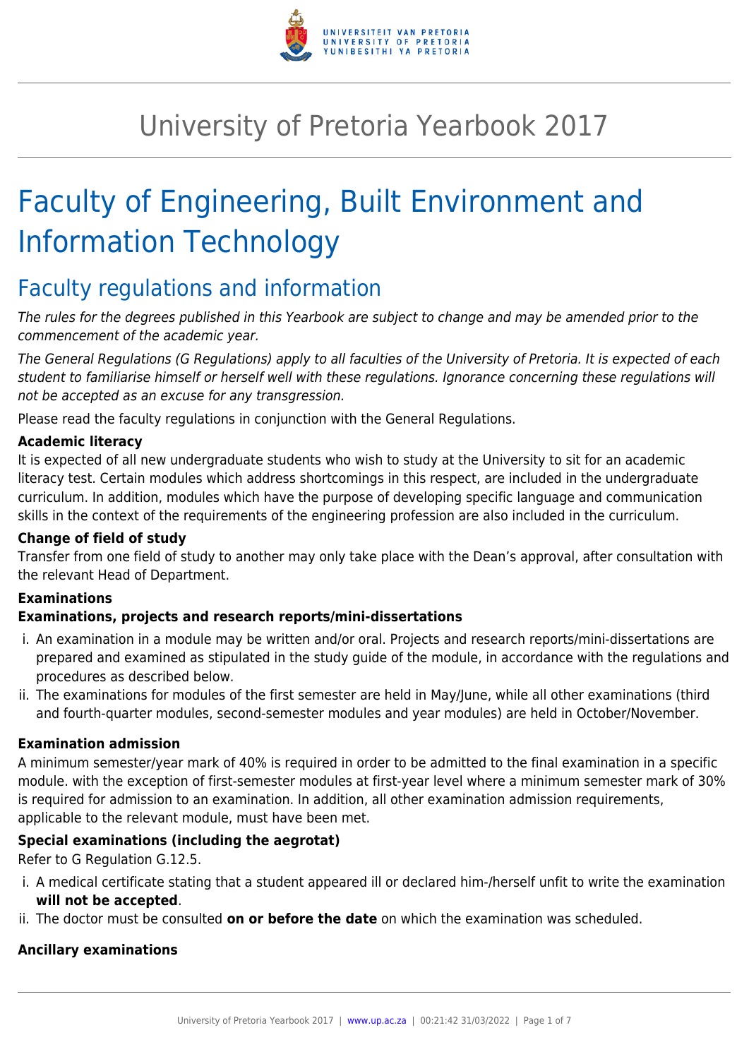# University of Pretoria Yearbook 2017

# Faculty of Engineering, Built Environment and Information Technology

## Faculty regulations and information

*The rules for the degrees published in this Yearbook are subject to change and may be amended prior to the commencement of the academic year.*

*The General Regulations (G Regulations) apply to all faculties of the University of Pretoria. It is expected of each student to familiarise himself or herself well with these regulations. Ignorance concerning these regulations will not be accepted as an excuse for any transgression.*

Please read the faculty regulations in conjunction with the General Regulations.

**Academic literacy**

It is expected of all new undergraduate students who wish to study at the University to sit for an academic literacy test. Certain modules which address shortcomings in this respect, are included in the undergraduate curriculum. In addition, modules which have the purpose of developing specific language and communication skills in the context of the requirements of the engineering profession are also included in the curriculum.

**Change of field of study**

Transfer from one field of study to another may only take place with the Dean's approval, after consultation with the relevant Head of Department.

**Examinations**

**Examinations, projects and research reports/mini-dissertations**

i. An examination in a module may be written and/or oral. Projects and research reports/mini-dissertations are prepared and examined as stipulated in the study guide of the module, in accordance with the regulations and procedures as described below.
ii. The examinations for modules of the first semester are held in May/June, while all other examinations (third and fourth-quarter modules, second-semester modules and year modules) are held in October/November.

**Examination admission**

A minimum semester/year mark of 40% is required in order to be admitted to the final examination in a specific module. with the exception of first-semester modules at first-year level where a minimum semester mark of 30% is required for admission to an examination. In addition, all other examination admission requirements, applicable to the relevant module, must have been met.

**Special examinations (including the aegrotat)**

Refer to G Regulation G.12.5.

i. A medical certificate stating that a student appeared ill or declared him-/herself unfit to write the examination **will not be accepted**.
ii. The doctor must be consulted **on or before the date** on which the examination was scheduled.

**Ancillary examinations**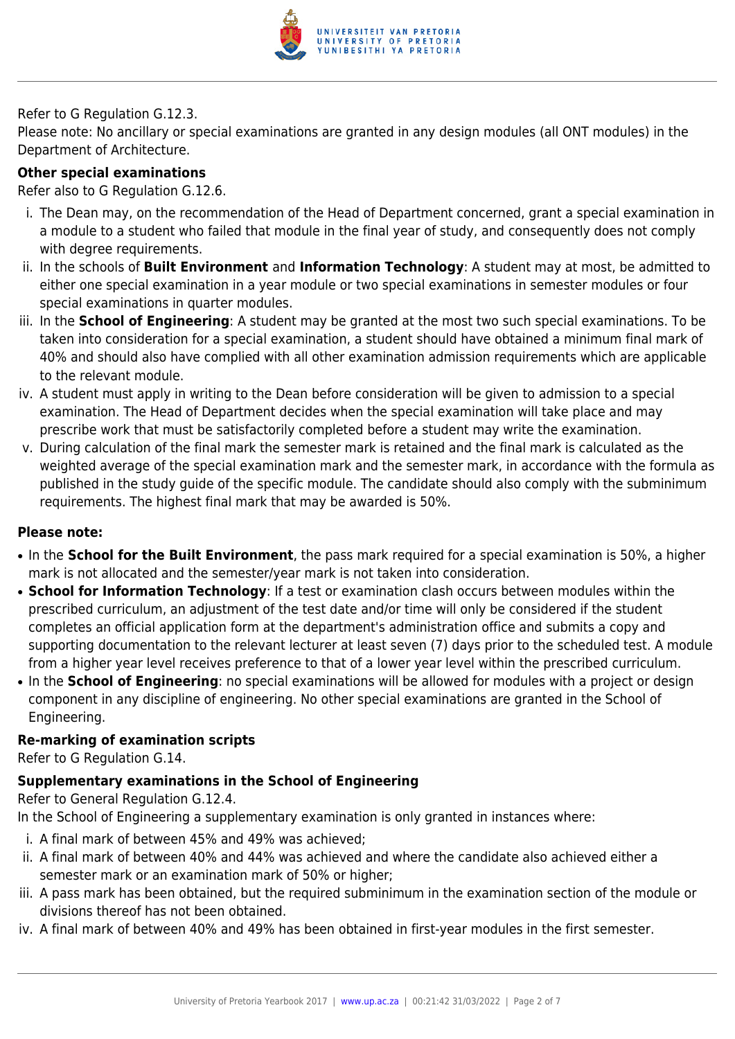Refer to G Regulation G.12.3.
Please note: No ancillary or special examinations are granted in any design modules (all ONT modules) in the Department of Architecture.

**Other special examinations**
Refer also to G Regulation G.12.6.

i. The Dean may, on the recommendation of the Head of Department concerned, grant a special examination in a module to a student who failed that module in the final year of study, and consequently does not comply with degree requirements.
ii. In the schools of **Built Environment** and **Information Technology**: A student may at most, be admitted to either one special examination in a year module or two special examinations in semester modules or four special examinations in quarter modules.
iii. In the **School of Engineering**: A student may be granted at the most two such special examinations. To be taken into consideration for a special examination, a student should have obtained a minimum final mark of 40% and should also have complied with all other examination admission requirements which are applicable to the relevant module.
iv. A student must apply in writing to the Dean before consideration will be given to admission to a special examination. The Head of Department decides when the special examination will take place and may prescribe work that must be satisfactorily completed before a student may write the examination.
v. During calculation of the final mark the semester mark is retained and the final mark is calculated as the weighted average of the special examination mark and the semester mark, in accordance with the formula as published in the study guide of the specific module. The candidate should also comply with the subminimum requirements. The highest final mark that may be awarded is 50%.

**Please note:**

- In the **School for the Built Environment**, the pass mark required for a special examination is 50%, a higher mark is not allocated and the semester/year mark is not taken into consideration.
- **School for Information Technology**: If a test or examination clash occurs between modules within the prescribed curriculum, an adjustment of the test date and/or time will only be considered if the student completes an official application form at the department's administration office and submits a copy and supporting documentation to the relevant lecturer at least seven (7) days prior to the scheduled test. A module from a higher year level receives preference to that of a lower year level within the prescribed curriculum.
- In the **School of Engineering**: no special examinations will be allowed for modules with a project or design component in any discipline of engineering. No other special examinations are granted in the School of Engineering.

**Re-marking of examination scripts**
Refer to G Regulation G.14.

**Supplementary examinations in the School of Engineering**
Refer to General Regulation G.12.4.
In the School of Engineering a supplementary examination is only granted in instances where:

i. A final mark of between 45% and 49% was achieved;
ii. A final mark of between 40% and 44% was achieved and where the candidate also achieved either a semester mark or an examination mark of 50% or higher;
iii. A pass mark has been obtained, but the required subminimum in the examination section of the module or divisions thereof has not been obtained.
iv. A final mark of between 40% and 49% has been obtained in first-year modules in the first semester.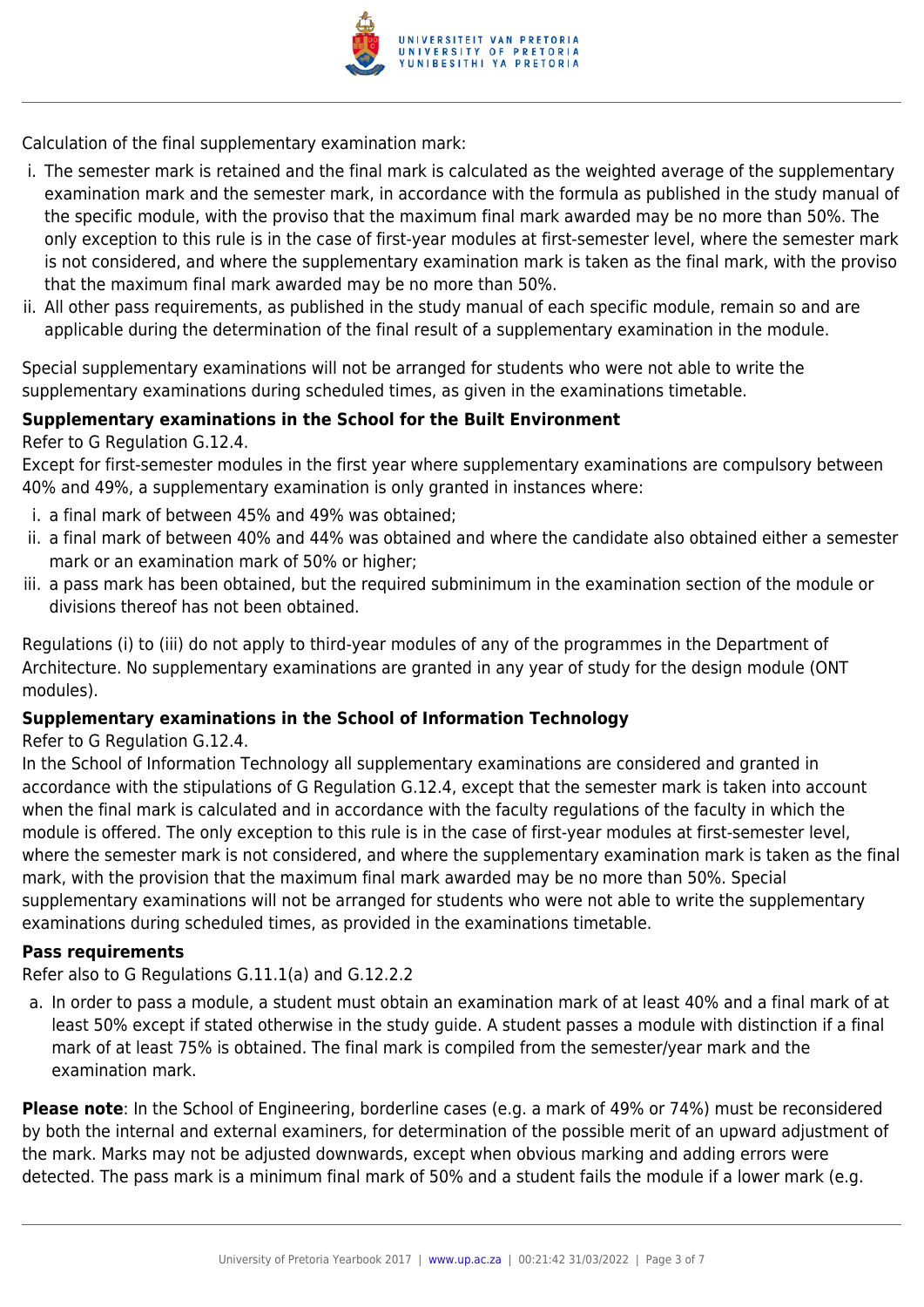Calculation of the final supplementary examination mark:

i. The semester mark is retained and the final mark is calculated as the weighted average of the supplementary examination mark and the semester mark, in accordance with the formula as published in the study manual of the specific module, with the proviso that the maximum final mark awarded may be no more than 50%. The only exception to this rule is in the case of first-year modules at first-semester level, where the semester mark is not considered, and where the supplementary examination mark is taken as the final mark, with the proviso that the maximum final mark awarded may be no more than 50%.
ii. All other pass requirements, as published in the study manual of each specific module, remain so and are applicable during the determination of the final result of a supplementary examination in the module.

Special supplementary examinations will not be arranged for students who were not able to write the supplementary examinations during scheduled times, as given in the examinations timetable.

**Supplementary examinations in the School for the Built Environment**

Refer to G Regulation G.12.4.

Except for first-semester modules in the first year where supplementary examinations are compulsory between 40% and 49%, a supplementary examination is only granted in instances where:

i. a final mark of between 45% and 49% was obtained;
ii. a final mark of between 40% and 44% was obtained and where the candidate also obtained either a semester mark or an examination mark of 50% or higher;
iii. a pass mark has been obtained, but the required subminimum in the examination section of the module or divisions thereof has not been obtained.

Regulations (i) to (iii) do not apply to third-year modules of any of the programmes in the Department of Architecture. No supplementary examinations are granted in any year of study for the design module (ONT modules).

**Supplementary examinations in the School of Information Technology**

Refer to G Regulation G.12.4.

In the School of Information Technology all supplementary examinations are considered and granted in accordance with the stipulations of G Regulation G.12.4, except that the semester mark is taken into account when the final mark is calculated and in accordance with the faculty regulations of the faculty in which the module is offered. The only exception to this rule is in the case of first-year modules at first-semester level, where the semester mark is not considered, and where the supplementary examination mark is taken as the final mark, with the provision that the maximum final mark awarded may be no more than 50%. Special supplementary examinations will not be arranged for students who were not able to write the supplementary examinations during scheduled times, as provided in the examinations timetable.

**Pass requirements**

Refer also to G Regulations G.11.1(a) and G.12.2.2

a. In order to pass a module, a student must obtain an examination mark of at least 40% and a final mark of at least 50% except if stated otherwise in the study guide. A student passes a module with distinction if a final mark of at least 75% is obtained. The final mark is compiled from the semester/year mark and the examination mark.

**Please note**: In the School of Engineering, borderline cases (e.g. a mark of 49% or 74%) must be reconsidered by both the internal and external examiners, for determination of the possible merit of an upward adjustment of the mark. Marks may not be adjusted downwards, except when obvious marking and adding errors were detected. The pass mark is a minimum final mark of 50% and a student fails the module if a lower mark (e.g.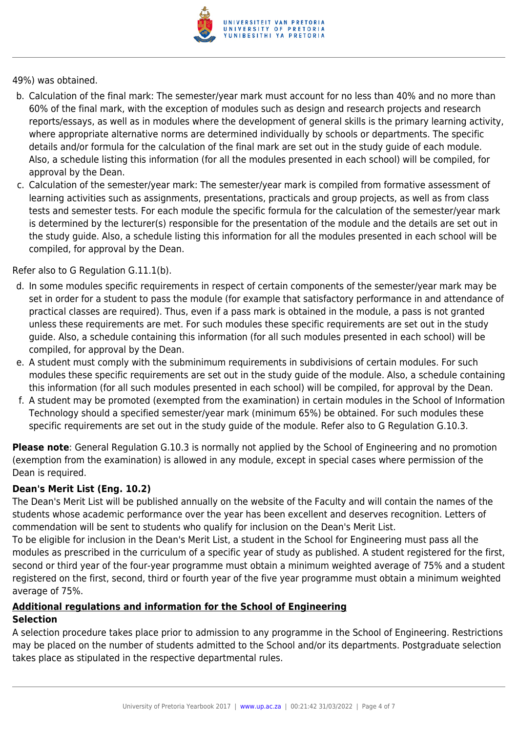49%) was obtained.

b. Calculation of the final mark: The semester/year mark must account for no less than 40% and no more than 60% of the final mark, with the exception of modules such as design and research projects and research reports/essays, as well as in modules where the development of general skills is the primary learning activity, where appropriate alternative norms are determined individually by schools or departments. The specific details and/or formula for the calculation of the final mark are set out in the study guide of each module. Also, a schedule listing this information (for all the modules presented in each school) will be compiled, for approval by the Dean.
c. Calculation of the semester/year mark: The semester/year mark is compiled from formative assessment of learning activities such as assignments, presentations, practicals and group projects, as well as from class tests and semester tests. For each module the specific formula for the calculation of the semester/year mark is determined by the lecturer(s) responsible for the presentation of the module and the details are set out in the study guide. Also, a schedule listing this information for all the modules presented in each school will be compiled, for approval by the Dean.

Refer also to G Regulation G.11.1(b).

d. In some modules specific requirements in respect of certain components of the semester/year mark may be set in order for a student to pass the module (for example that satisfactory performance in and attendance of practical classes are required). Thus, even if a pass mark is obtained in the module, a pass is not granted unless these requirements are met. For such modules these specific requirements are set out in the study guide. Also, a schedule containing this information (for all such modules presented in each school) will be compiled, for approval by the Dean.
e. A student must comply with the subminimum requirements in subdivisions of certain modules. For such modules these specific requirements are set out in the study guide of the module. Also, a schedule containing this information (for all such modules presented in each school) will be compiled, for approval by the Dean.
f. A student may be promoted (exempted from the examination) in certain modules in the School of Information Technology should a specified semester/year mark (minimum 65%) be obtained. For such modules these specific requirements are set out in the study guide of the module. Refer also to G Regulation G.10.3.

**Please note**: General Regulation G.10.3 is normally not applied by the School of Engineering and no promotion (exemption from the examination) is allowed in any module, except in special cases where permission of the Dean is required.

**Dean's Merit List (Eng. 10.2)**

The Dean's Merit List will be published annually on the website of the Faculty and will contain the names of the students whose academic performance over the year has been excellent and deserves recognition. Letters of commendation will be sent to students who qualify for inclusion on the Dean's Merit List.

To be eligible for inclusion in the Dean's Merit List, a student in the School for Engineering must pass all the modules as prescribed in the curriculum of a specific year of study as published. A student registered for the first, second or third year of the four-year programme must obtain a minimum weighted average of 75% and a student registered on the first, second, third or fourth year of the five year programme must obtain a minimum weighted average of 75%.

**<u>Additional regulations and information for the School of Engineering</u>**

**Selection**

A selection procedure takes place prior to admission to any programme in the School of Engineering. Restrictions may be placed on the number of students admitted to the School and/or its departments. Postgraduate selection takes place as stipulated in the respective departmental rules.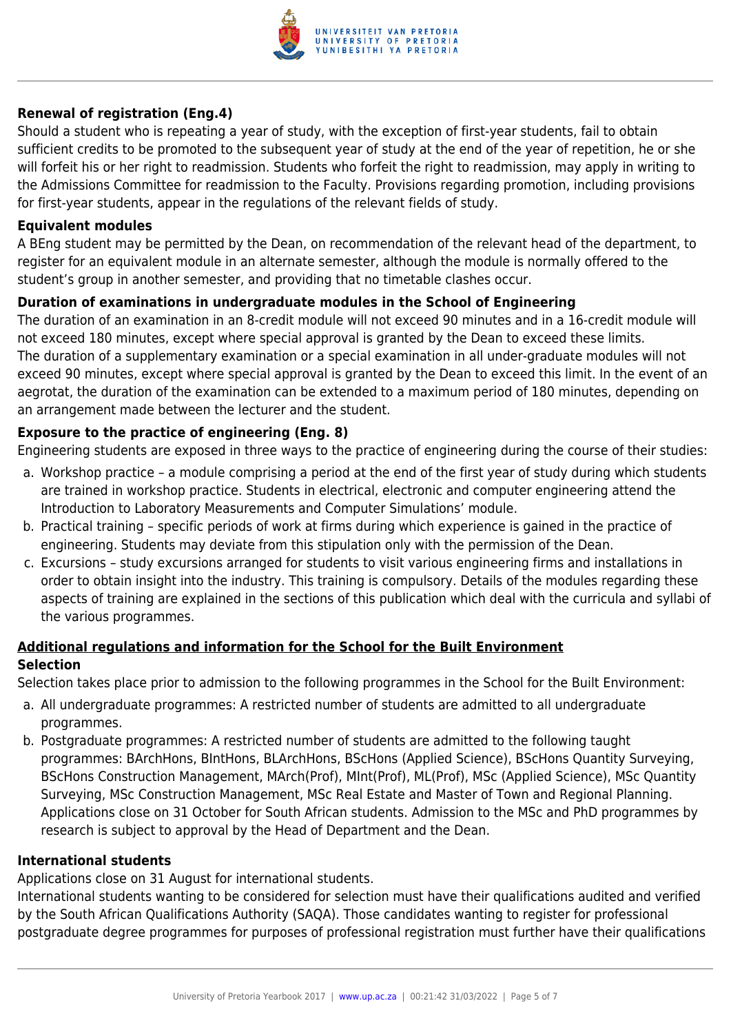**Renewal of registration (Eng.4)**

Should a student who is repeating a year of study, with the exception of first-year students, fail to obtain sufficient credits to be promoted to the subsequent year of study at the end of the year of repetition, he or she will forfeit his or her right to readmission. Students who forfeit the right to readmission, may apply in writing to the Admissions Committee for readmission to the Faculty. Provisions regarding promotion, including provisions for first-year students, appear in the regulations of the relevant fields of study.

**Equivalent modules**

A BEng student may be permitted by the Dean, on recommendation of the relevant head of the department, to register for an equivalent module in an alternate semester, although the module is normally offered to the student's group in another semester, and providing that no timetable clashes occur.

**Duration of examinations in undergraduate modules in the School of Engineering**

The duration of an examination in an 8-credit module will not exceed 90 minutes and in a 16-credit module will not exceed 180 minutes, except where special approval is granted by the Dean to exceed these limits.
The duration of a supplementary examination or a special examination in all under-graduate modules will not exceed 90 minutes, except where special approval is granted by the Dean to exceed this limit. In the event of an aegrotat, the duration of the examination can be extended to a maximum period of 180 minutes, depending on an arrangement made between the lecturer and the student.

**Exposure to the practice of engineering (Eng. 8)**

Engineering students are exposed in three ways to the practice of engineering during the course of their studies:

a. Workshop practice – a module comprising a period at the end of the first year of study during which students are trained in workshop practice. Students in electrical, electronic and computer engineering attend the Introduction to Laboratory Measurements and Computer Simulations' module.
b. Practical training – specific periods of work at firms during which experience is gained in the practice of engineering. Students may deviate from this stipulation only with the permission of the Dean.
c. Excursions – study excursions arranged for students to visit various engineering firms and installations in order to obtain insight into the industry. This training is compulsory. Details of the modules regarding these aspects of training are explained in the sections of this publication which deal with the curricula and syllabi of the various programmes.

## Additional regulations and information for the School for the Built Environment

**Selection**

Selection takes place prior to admission to the following programmes in the School for the Built Environment:

a. All undergraduate programmes: A restricted number of students are admitted to all undergraduate programmes.
b. Postgraduate programmes: A restricted number of students are admitted to the following taught programmes: BArchHons, BIntHons, BLArchHons, BScHons (Applied Science), BScHons Quantity Surveying, BScHons Construction Management, MArch(Prof), MInt(Prof), ML(Prof), MSc (Applied Science), MSc Quantity Surveying, MSc Construction Management, MSc Real Estate and Master of Town and Regional Planning. Applications close on 31 October for South African students. Admission to the MSc and PhD programmes by research is subject to approval by the Head of Department and the Dean.

**International students**

Applications close on 31 August for international students.
International students wanting to be considered for selection must have their qualifications audited and verified by the South African Qualifications Authority (SAQA). Those candidates wanting to register for professional postgraduate degree programmes for purposes of professional registration must further have their qualifications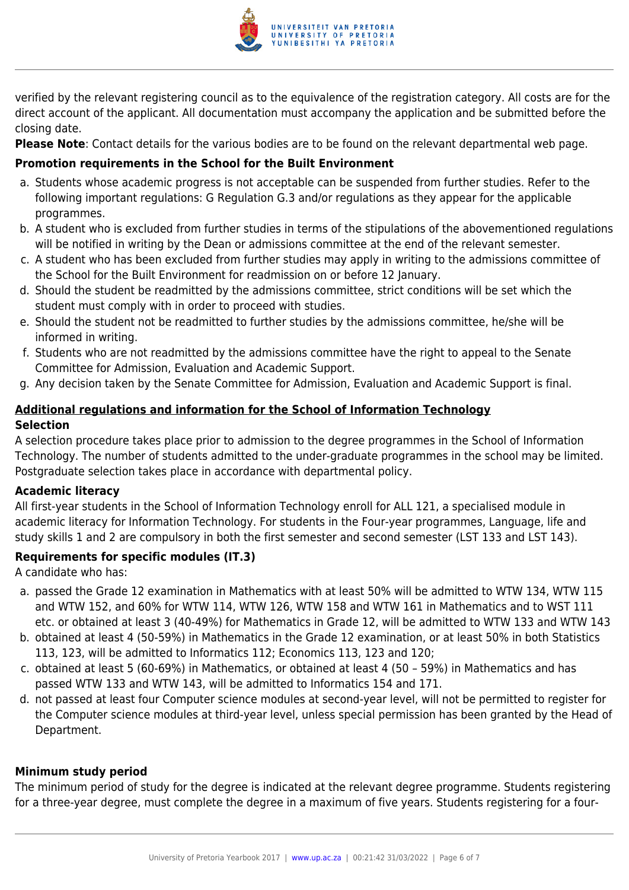verified by the relevant registering council as to the equivalence of the registration category. All costs are for the direct account of the applicant. All documentation must accompany the application and be submitted before the closing date.

**Please Note**: Contact details for the various bodies are to be found on the relevant departmental web page.

### Promotion requirements in the School for the Built Environment

a. Students whose academic progress is not acceptable can be suspended from further studies. Refer to the following important regulations: G Regulation G.3 and/or regulations as they appear for the applicable programmes.
b. A student who is excluded from further studies in terms of the stipulations of the abovementioned regulations will be notified in writing by the Dean or admissions committee at the end of the relevant semester.
c. A student who has been excluded from further studies may apply in writing to the admissions committee of the School for the Built Environment for readmission on or before 12 January.
d. Should the student be readmitted by the admissions committee, strict conditions will be set which the student must comply with in order to proceed with studies.
e. Should the student not be readmitted to further studies by the admissions committee, he/she will be informed in writing.
f. Students who are not readmitted by the admissions committee have the right to appeal to the Senate Committee for Admission, Evaluation and Academic Support.
g. Any decision taken by the Senate Committee for Admission, Evaluation and Academic Support is final.

## Additional regulations and information for the School of Information Technology

### Selection

A selection procedure takes place prior to admission to the degree programmes in the School of Information Technology. The number of students admitted to the under-graduate programmes in the school may be limited. Postgraduate selection takes place in accordance with departmental policy.

### Academic literacy

All first-year students in the School of Information Technology enroll for ALL 121, a specialised module in academic literacy for Information Technology. For students in the Four-year programmes, Language, life and study skills 1 and 2 are compulsory in both the first semester and second semester (LST 133 and LST 143).

### Requirements for specific modules (IT.3)

A candidate who has:

a. passed the Grade 12 examination in Mathematics with at least 50% will be admitted to WTW 134, WTW 115 and WTW 152, and 60% for WTW 114, WTW 126, WTW 158 and WTW 161 in Mathematics and to WST 111 etc. or obtained at least 3 (40-49%) for Mathematics in Grade 12, will be admitted to WTW 133 and WTW 143
b. obtained at least 4 (50-59%) in Mathematics in the Grade 12 examination, or at least 50% in both Statistics 113, 123, will be admitted to Informatics 112; Economics 113, 123 and 120;
c. obtained at least 5 (60-69%) in Mathematics, or obtained at least 4 (50 – 59%) in Mathematics and has passed WTW 133 and WTW 143, will be admitted to Informatics 154 and 171.
d. not passed at least four Computer science modules at second-year level, will not be permitted to register for the Computer science modules at third-year level, unless special permission has been granted by the Head of Department.

### Minimum study period

The minimum period of study for the degree is indicated at the relevant degree programme. Students registering for a three-year degree, must complete the degree in a maximum of five years. Students registering for a four-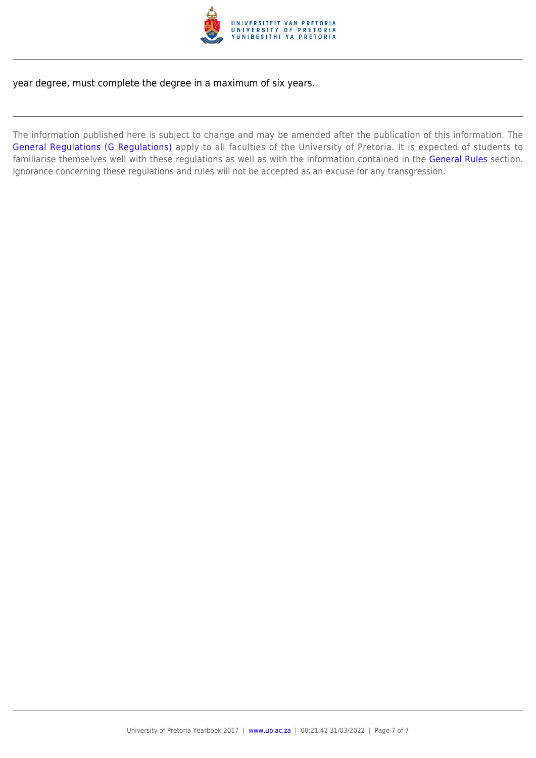year degree, must complete the degree in a maximum of six years.

---

The information published here is subject to change and may be amended after the publication of this information. The General Regulations (G Regulations) apply to all faculties of the University of Pretoria. It is expected of students to familiarise themselves well with these regulations as well as with the information contained in the General Rules section. Ignorance concerning these regulations and rules will not be accepted as an excuse for any transgression.